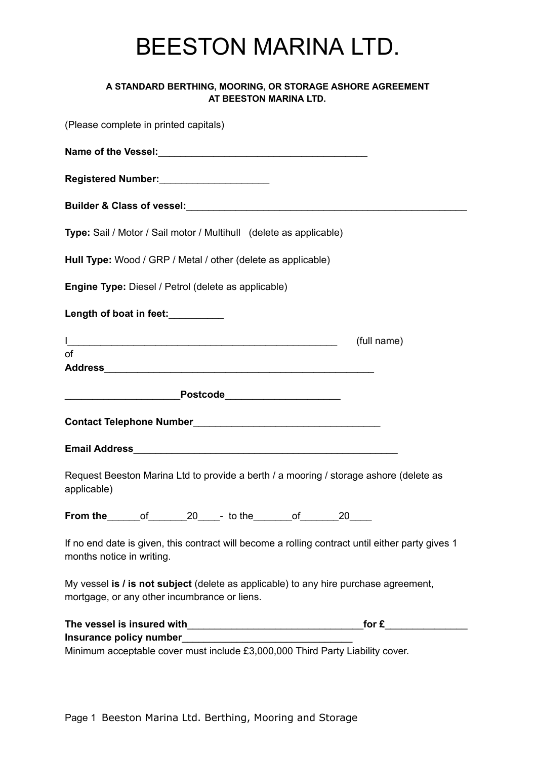# BEESTON MARINA LTD.

**A STANDARD BERTHING, MOORING, OR STORAGE ASHORE AGREEMENT AT BEESTON MARINA LTD.**

(Please complete in printed capitals)

**Name of the Vessel:**______________________________________

**Registered Number:**____________________

**Builder & Class of vessel:**_____________________________________________________

**Type:** Sail / Motor / Sail motor / Multihull (delete as applicable)

**Hull Type:** Wood / GRP / Metal / other (delete as applicable)

**Engine Type:** Diesel / Petrol (delete as applicable)

**Length of boat in feet:**__________

I__________________________________________________ (full name)
of
**Address**__________________________________________________

____________________**Postcode**_____________________

**Contact Telephone Number**__________________________________

**Email Address**_________________________________________________

Request Beeston Marina Ltd to provide a berth / a mooring / storage ashore (delete as applicable)

**From the**______of_______20____- to the_______of_______20____

If no end date is given, this contract will become a rolling contract until either party gives 1 months notice in writing.

My vessel **is / is not subject** (delete as applicable) to any hire purchase agreement, mortgage, or any other incumbrance or liens.

**The vessel is insured with**________________________________**for £**_______________
**Insurance policy number**_______________________________
Minimum acceptable cover must include £3,000,000 Third Party Liability cover.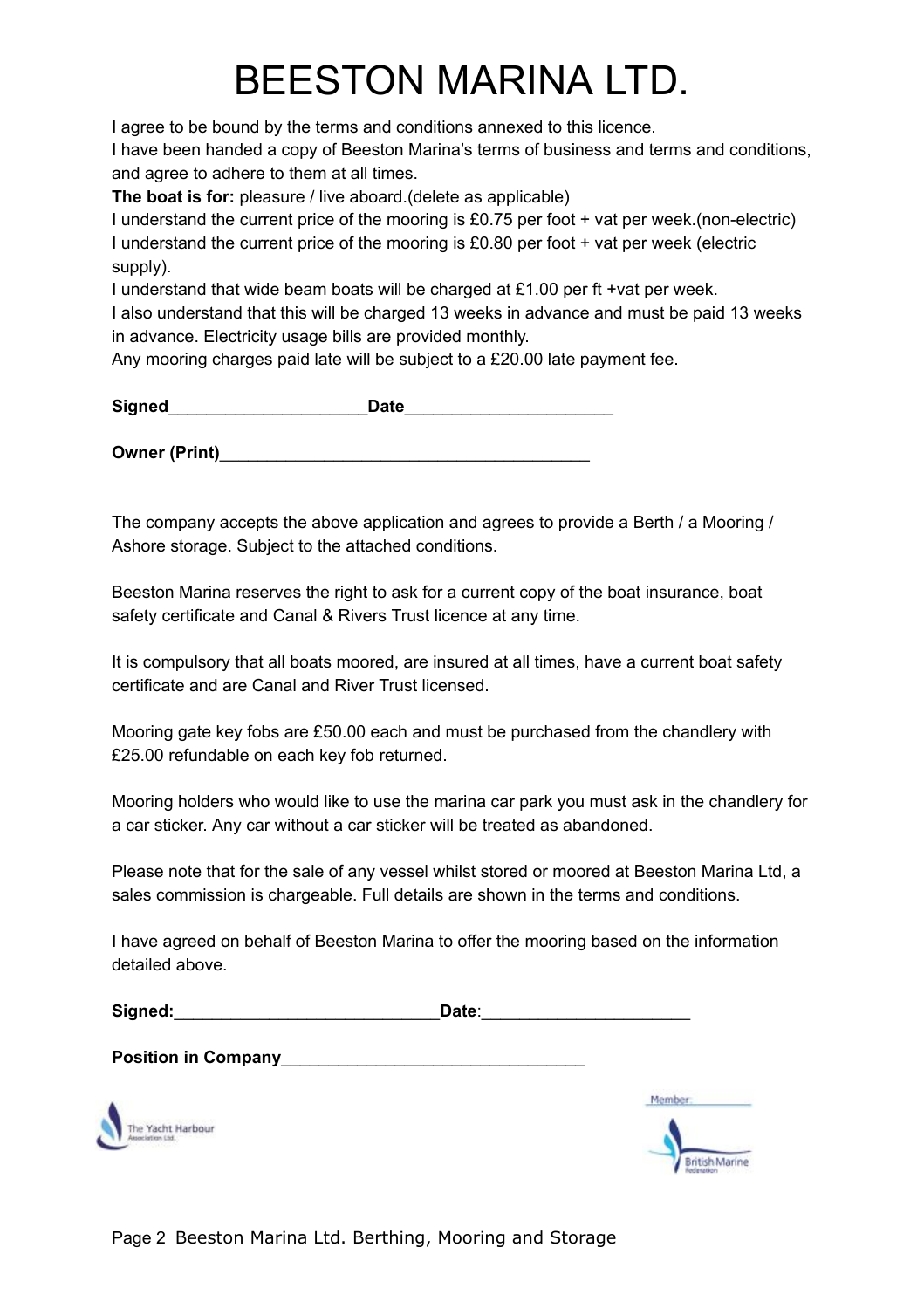# BEESTON MARINA LTD.

I agree to be bound by the terms and conditions annexed to this licence.
I have been handed a copy of Beeston Marina's terms of business and terms and conditions, and agree to adhere to them at all times.
**The boat is for:** pleasure / live aboard.(delete as applicable)
I understand the current price of the mooring is £0.75 per foot + vat per week.(non-electric)
I understand the current price of the mooring is £0.80 per foot + vat per week (electric supply).
I understand that wide beam boats will be charged at £1.00 per ft +vat per week.
I also understand that this will be charged 13 weeks in advance and must be paid 13 weeks in advance. Electricity usage bills are provided monthly.
Any mooring charges paid late will be subject to a £20.00 late payment fee.

**Signed**_____________________**Date**______________________

**Owner (Print)**_______________________________________

The company accepts the above application and agrees to provide a Berth / a Mooring / Ashore storage. Subject to the attached conditions.

Beeston Marina reserves the right to ask for a current copy of the boat insurance, boat safety certificate and Canal & Rivers Trust licence at any time.

It is compulsory that all boats moored, are insured at all times, have a current boat safety certificate and are Canal and River Trust licensed.

Mooring gate key fobs are £50.00 each and must be purchased from the chandlery with £25.00 refundable on each key fob returned.

Mooring holders who would like to use the marina car park you must ask in the chandlery for a car sticker. Any car without a car sticker will be treated as abandoned.

Please note that for the sale of any vessel whilst stored or moored at Beeston Marina Ltd, a sales commission is chargeable. Full details are shown in the terms and conditions.

I have agreed on behalf of Beeston Marina to offer the mooring based on the information detailed above.

**Signed:**___________________________**Date**:_____________________

**Position in Company**________________________________

The Yacht Harbour Association Ltd.

Member: British Marine Federation